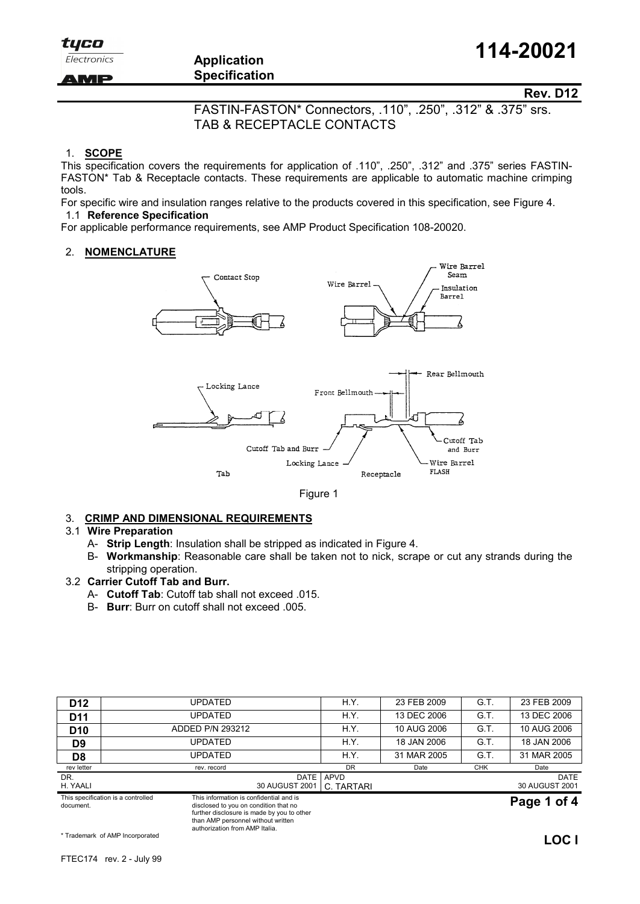**114-20021**

**Application Specification**

**Rev. D12**

FASTIN-FASTON* Connectors, .110”, .250”, .312” & .375” srs.
TAB & RECEPTACLE CONTACTS

## 1. SCOPE

This specification covers the requirements for application of .110”, .250”, .312” and .375” series FASTIN-FASTON* Tab & Receptacle contacts. These requirements are applicable to automatic machine crimping tools.

For specific wire and insulation ranges relative to the products covered in this specification, see Figure 4.

### 1.1 Reference Specification

For applicable performance requirements, see AMP Product Specification 108-20020.

## 2. NOMENCLATURE

Contact Stop
Wire Barrel
Wire Barrel Seam
Insulation Barrel
Locking Lance
Front Bellmouth
Rear Bellmouth
Cutoff Tab and Burr
Locking Lance
Cutoff Tab and Burr
Wire Barrel FLASH
Tab
Receptacle

Figure 1

## 3. CRIMP AND DIMENSIONAL REQUIREMENTS

### 3.1 Wire Preparation

A- **Strip Length**: Insulation shall be stripped as indicated in Figure 4.

B- **Workmanship**: Reasonable care shall be taken not to nick, scrape or cut any strands during the stripping operation.

### 3.2 Carrier Cutoff Tab and Burr.

A- **Cutoff Tab**: Cutoff tab shall not exceed .015.

B- **Burr**: Burr on cutoff shall not exceed .005.

| rev letter | rev. record | DR | Date | CHK | Date |
|---|---|---|---|---|---|
| D12 | UPDATED | H.Y. | 23 FEB 2009 | G.T. | 23 FEB 2009 |
| D11 | UPDATED | H.Y. | 13 DEC 2006 | G.T. | 13 DEC 2006 |
| D10 | ADDED P/N 293212 | H.Y. | 10 AUG 2006 | G.T. | 10 AUG 2006 |
| D9 | UPDATED | H.Y. | 18 JAN 2006 | G.T. | 18 JAN 2006 |
| D8 | UPDATED | H.Y. | 31 MAR 2005 | G.T. | 31 MAR 2005 |

| DR. | DATE | APVD | DATE |
|---|---|---|---|
| H. YAALI | 30 AUGUST 2001 | C. TARTARI | 30 AUGUST 2001 |

This specification is a controlled document.

This information is confidential and is disclosed to you on condition that no further disclosure is made by you to other than AMP personnel without written authorization from AMP Italia.

* Trademark of AMP Incorporated

LOC I

FTEC174 rev. 2 - July 99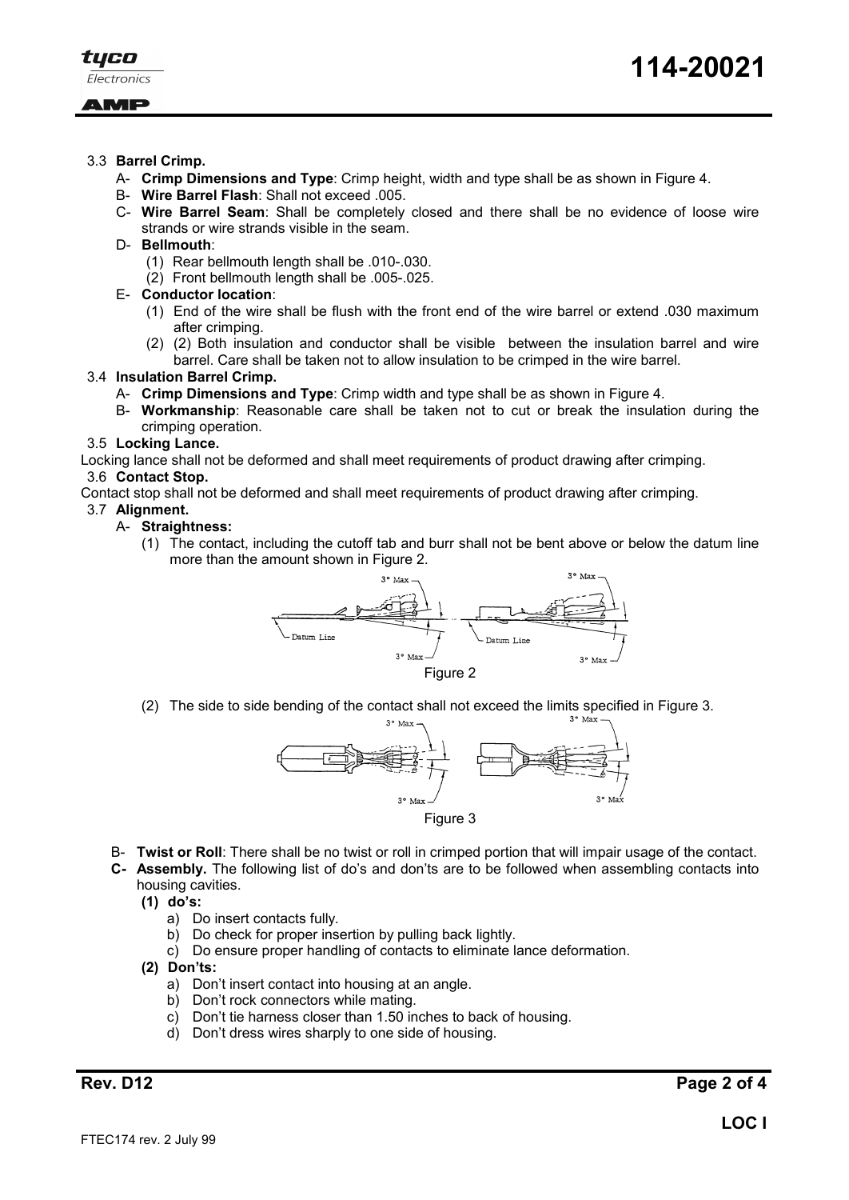### 3.3 **Barrel Crimp.**

A- **Crimp Dimensions and Type**: Crimp height, width and type shall be as shown in Figure 4.

B- **Wire Barrel Flash**: Shall not exceed .005.

C- **Wire Barrel Seam**: Shall be completely closed and there shall be no evidence of loose wire strands or wire strands visible in the seam.

D- **Bellmouth**:

(1) Rear bellmouth length shall be .010-.030.

(2) Front bellmouth length shall be .005-.025.

E- **Conductor location**:

(1) End of the wire shall be flush with the front end of the wire barrel or extend .030 maximum after crimping.

(2) (2) Both insulation and conductor shall be visible between the insulation barrel and wire barrel. Care shall be taken not to allow insulation to be crimped in the wire barrel.

### 3.4 **Insulation Barrel Crimp.**

A- **Crimp Dimensions and Type**: Crimp width and type shall be as shown in Figure 4.

B- **Workmanship**: Reasonable care shall be taken not to cut or break the insulation during the crimping operation.

### 3.5 **Locking Lance.**

Locking lance shall not be deformed and shall meet requirements of product drawing after crimping.

### 3.6 **Contact Stop.**

Contact stop shall not be deformed and shall meet requirements of product drawing after crimping.

### 3.7 **Alignment.**

A- **Straightness:**

(1) The contact, including the cutoff tab and burr shall not be bent above or below the datum line more than the amount shown in Figure 2.

3° Max

Datum Line

3° Max

Figure 2

(2) The side to side bending of the contact shall not exceed the limits specified in Figure 3.

3° Max

3° Max

Figure 3

B- **Twist or Roll**: There shall be no twist or roll in crimped portion that will impair usage of the contact.

**C- Assembly.** The following list of do's and don'ts are to be followed when assembling contacts into housing cavities.

**(1) do's:**

a) Do insert contacts fully.

b) Do check for proper insertion by pulling back lightly.

c) Do ensure proper handling of contacts to eliminate lance deformation.

**(2) Don'ts:**

a) Don't insert contact into housing at an angle.

b) Don't rock connectors while mating.

c) Don't tie harness closer than 1.50 inches to back of housing.

d) Don't dress wires sharply to one side of housing.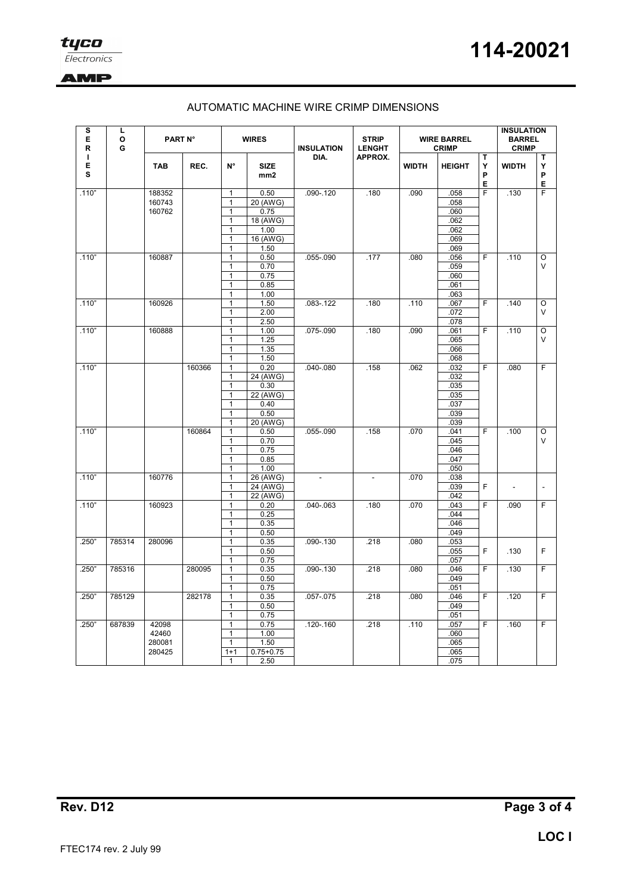## AUTOMATIC MACHINE WIRE CRIMP DIMENSIONS

| SERIES | LOG | PART N° | | WIRES | | INSULATION DIA. | STRIP LENGHT APPROX. | WIRE BARREL CRIMP | | | INSULATION BARREL CRIMP | |
|---|---|---|---|---|---|---|---|---|---|---|---|---|
| | | TAB | REC. | N° | SIZE mm2 | | | WIDTH | HEIGHT | TYPE | WIDTH | TYPE |
| .110" | | 188352<br>160743<br>160762 | | 1<br>1<br>1<br>1<br>1<br>1<br>1 | 0.50<br>20 (AWG)<br>0.75<br>18 (AWG)<br>1.00<br>16 (AWG)<br>1.50 | .090-.120 | .180 | .090 | .058<br>.058<br>.060<br>.062<br>.062<br>.069<br>.069 | F | .130 | F |
| .110" | | 160887 | | 1<br>1<br>1<br>1<br>1 | 0.50<br>0.70<br>0.75<br>0.85<br>1.00 | .055-.090 | .177 | .080 | .056<br>.059<br>.060<br>.061<br>.063 | F | .110 | OV |
| .110" | | 160926 | | 1<br>1<br>1 | 1.50<br>2.00<br>2.50 | .083-.122 | .180 | .110 | .067<br>.072<br>.078 | F | .140 | OV |
| .110" | | 160888 | | 1<br>1<br>1<br>1 | 1.00<br>1.25<br>1.35<br>1.50 | .075-.090 | .180 | .090 | .061<br>.065<br>.066<br>.068 | F | .110 | OV |
| .110" | | | 160366 | 1<br>1<br>1<br>1<br>1<br>1<br>1 | 0.20<br>24 (AWG)<br>0.30<br>22 (AWG)<br>0.40<br>0.50<br>20 (AWG) | .040-.080 | .158 | .062 | .032<br>.032<br>.035<br>.035<br>.037<br>.039<br>.039 | F | .080 | F |
| .110" | | | 160864 | 1<br>1<br>1<br>1<br>1 | 0.50<br>0.70<br>0.75<br>0.85<br>1.00 | .055-.090 | .158 | .070 | .041<br>.045<br>.046<br>.047<br>.050 | F | .100 | OV |
| .110" | | 160776 | | 1<br>1<br>1 | 26 (AWG)<br>24 (AWG)<br>22 (AWG) | - | - | .070 | .038<br>.039<br>.042 | F | - | - |
| .110" | | 160923 | | 1<br>1<br>1<br>1 | 0.20<br>0.25<br>0.35<br>0.50 | .040-.063 | .180 | .070 | .043<br>.044<br>.046<br>.049 | F | .090 | F |
| .250" | 785314 | 280096 | | 1<br>1<br>1 | 0.35<br>0.50<br>0.75 | .090-.130 | .218 | .080 | .053<br>.055<br>.057 | F | .130 | F |
| .250" | 785316 | | 280095 | 1<br>1<br>1 | 0.35<br>0.50<br>0.75 | .090-.130 | .218 | .080 | .046<br>.049<br>.051 | F | .130 | F |
| .250" | 785129 | | 282178 | 1<br>1<br>1 | 0.35<br>0.50<br>0.75 | .057-.075 | .218 | .080 | .046<br>.049<br>.051 | F | .120 | F |
| .250" | 687839 | 42098<br>42460<br>280081<br>280425 | | 1<br>1<br>1<br>1+1<br>1 | 0.75<br>1.00<br>1.50<br>0.75+0.75<br>2.50 | .120-.160 | .218 | .110 | .057<br>.060<br>.065<br>.065<br>.075 | F | .160 | F |

FTEC174 rev. 2 July 99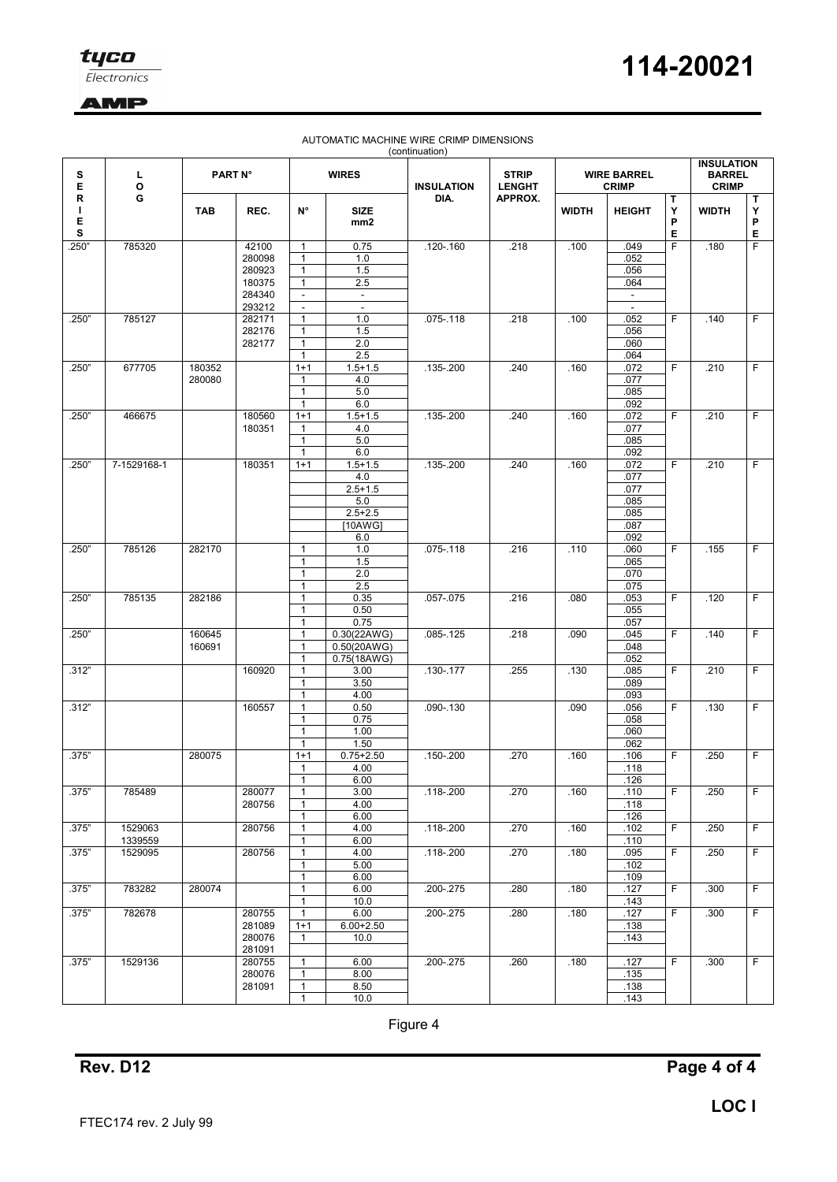AUTOMATIC MACHINE WIRE CRIMP DIMENSIONS
(continuation)

| SERIES | LOG | PART N° | | WIRES | | INSULATION DIA. | STRIP LENGHT APPROX. | WIRE BARREL CRIMP | | | INSULATION BARREL CRIMP | |
|---|---|---|---|---|---|---|---|---|---|---|---|---|
| | | TAB | REC. | N° | SIZE mm2 | | | WIDTH | HEIGHT | TYPE | WIDTH | TYPE |
| .250" | 785320 | | 42100 | 1 | 0.75 | .120-.160 | .218 | .100 | .049 | F | .180 | F |
| | | | 280098 | 1 | 1.0 | | | | .052 | | | |
| | | | 280923 | 1 | 1.5 | | | | .056 | | | |
| | | | 180375 | 1 | 2.5 | | | | .064 | | | |
| | | | 284340 | - | - | | | | - | | | |
| | | | 293212 | - | - | | | | - | | | |
| .250" | 785127 | | 282171 | 1 | 1.0 | .075-.118 | .218 | .100 | .052 | F | .140 | F |
| | | | 282176 | 1 | 1.5 | | | | .056 | | | |
| | | | 282177 | 1 | 2.0 | | | | .060 | | | |
| | | | | 1 | 2.5 | | | | .064 | | | |
| .250" | 677705 | 180352 | | 1+1 | 1.5+1.5 | .135-.200 | .240 | .160 | .072 | F | .210 | F |
| | | 280080 | | 1 | 4.0 | | | | .077 | | | |
| | | | | 1 | 5.0 | | | | .085 | | | |
| | | | | 1 | 6.0 | | | | .092 | | | |
| .250" | 466675 | | 180560 | 1+1 | 1.5+1.5 | .135-.200 | .240 | .160 | .072 | F | .210 | F |
| | | | 180351 | 1 | 4.0 | | | | .077 | | | |
| | | | | 1 | 5.0 | | | | .085 | | | |
| | | | | 1 | 6.0 | | | | .092 | | | |
| .250" | 7-1529168-1 | | 180351 | 1+1 | 1.5+1.5 | .135-.200 | .240 | .160 | .072 | F | .210 | F |
| | | | | | 4.0 | | | | .077 | | | |
| | | | | | 2.5+1.5 | | | | .077 | | | |
| | | | | | 5.0 | | | | .085 | | | |
| | | | | | 2.5+2.5 | | | | .085 | | | |
| | | | | | [10AWG] | | | | .087 | | | |
| | | | | | 6.0 | | | | .092 | | | |
| .250" | 785126 | 282170 | | 1 | 1.0 | .075-.118 | .216 | .110 | .060 | F | .155 | F |
| | | | | 1 | 1.5 | | | | .065 | | | |
| | | | | 1 | 2.0 | | | | .070 | | | |
| | | | | 1 | 2.5 | | | | .075 | | | |
| .250" | 785135 | 282186 | | 1 | 0.35 | .057-.075 | .216 | .080 | .053 | F | .120 | F |
| | | | | 1 | 0.50 | | | | .055 | | | |
| | | | | 1 | 0.75 | | | | .057 | | | |
| .250" | | 160645 | | 1 | 0.30(22AWG) | .085-.125 | .218 | .090 | .045 | F | .140 | F |
| | | 160691 | | 1 | 0.50(20AWG) | | | | .048 | | | |
| | | | | 1 | 0.75(18AWG) | | | | .052 | | | |
| .312" | | | 160920 | 1 | 3.00 | .130-.177 | .255 | .130 | .085 | F | .210 | F |
| | | | | 1 | 3.50 | | | | .089 | | | |
| | | | | 1 | 4.00 | | | | .093 | | | |
| .312" | | | 160557 | 1 | 0.50 | .090-.130 | | .090 | .056 | F | .130 | F |
| | | | | 1 | 0.75 | | | | .058 | | | |
| | | | | 1 | 1.00 | | | | .060 | | | |
| | | | | 1 | 1.50 | | | | .062 | | | |
| .375" | | 280075 | | 1+1 | 0.75+2.50 | .150-.200 | .270 | .160 | .106 | F | .250 | F |
| | | | | 1 | 4.00 | | | | .118 | | | |
| | | | | 1 | 6.00 | | | | .126 | | | |
| .375" | 785489 | | 280077 | 1 | 3.00 | .118-.200 | .270 | .160 | .110 | F | .250 | F |
| | | | 280756 | 1 | 4.00 | | | | .118 | | | |
| | | | | 1 | 6.00 | | | | .126 | | | |
| .375" | 1529063 | | 280756 | 1 | 4.00 | .118-.200 | .270 | .160 | .102 | F | .250 | F |
| | 1339559 | | | 1 | 6.00 | | | | .110 | | | |
| .375" | 1529095 | | 280756 | 1 | 4.00 | .118-.200 | .270 | .180 | .095 | F | .250 | F |
| | | | | 1 | 5.00 | | | | .102 | | | |
| | | | | 1 | 6.00 | | | | .109 | | | |
| .375" | 783282 | 280074 | | 1 | 6.00 | .200-.275 | .280 | .180 | .127 | F | .300 | F |
| | | | | 1 | 10.0 | | | | .143 | | | |
| .375" | 782678 | | 280755 | 1 | 6.00 | .200-.275 | .280 | .180 | .127 | F | .300 | F |
| | | | 281089 | 1+1 | 6.00+2.50 | | | | .138 | | | |
| | | | 280076 | 1 | 10.0 | | | | .143 | | | |
| | | | 281091 | | | | | | | | | |
| .375" | 1529136 | | 280755 | 1 | 6.00 | .200-.275 | .260 | .180 | .127 | F | .300 | F |
| | | | 280076 | 1 | 8.00 | | | | .135 | | | |
| | | | 281091 | 1 | 8.50 | | | | .138 | | | |
| | | | | 1 | 10.0 | | | | .143 | | | |

Figure 4

Rev. D12

LOC I

FTEC174 rev. 2 July 99